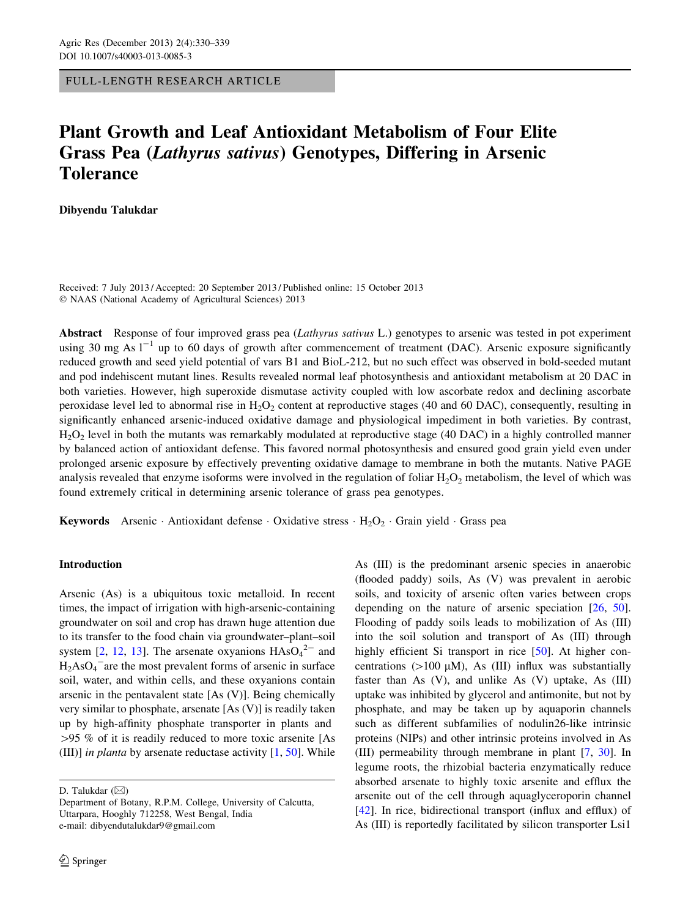FULL-LENGTH RESEARCH ARTICLE

# Plant Growth and Leaf Antioxidant Metabolism of Four Elite Grass Pea (*Lathyrus sativus*) Genotypes, Differing in Arsenic Tolerance

**Dibyendu Talukdar**

Received: 7 July 2013 / Accepted: 20 September 2013 / Published online: 15 October 2013
© NAAS (National Academy of Agricultural Sciences) 2013

**Abstract** Response of four improved grass pea (*Lathyrus sativus* L.) genotypes to arsenic was tested in pot experiment using 30 mg As $l^{-1}$ up to 60 days of growth after commencement of treatment (DAC). Arsenic exposure significantly reduced growth and seed yield potential of vars B1 and BioL-212, but no such effect was observed in bold-seeded mutant and pod indehiscent mutant lines. Results revealed normal leaf photosynthesis and antioxidant metabolism at 20 DAC in both varieties. However, high superoxide dismutase activity coupled with low ascorbate redox and declining ascorbate peroxidase level led to abnormal rise in $H_2O_2$ content at reproductive stages (40 and 60 DAC), consequently, resulting in significantly enhanced arsenic-induced oxidative damage and physiological impediment in both varieties. By contrast, $H_2O_2$ level in both the mutants was remarkably modulated at reproductive stage (40 DAC) in a highly controlled manner by balanced action of antioxidant defense. This favored normal photosynthesis and ensured good grain yield even under prolonged arsenic exposure by effectively preventing oxidative damage to membrane in both the mutants. Native PAGE analysis revealed that enzyme isoforms were involved in the regulation of foliar $H_2O_2$ metabolism, the level of which was found extremely critical in determining arsenic tolerance of grass pea genotypes.

**Keywords** Arsenic · Antioxidant defense · Oxidative stress · $H_2O_2$ · Grain yield · Grass pea

## Introduction

Arsenic (As) is a ubiquitous toxic metalloid. In recent times, the impact of irrigation with high-arsenic-containing groundwater on soil and crop has drawn huge attention due to its transfer to the food chain via groundwater–plant–soil system [2, 12, 13]. The arsenate oxyanions $HAsO_4^{2-}$ and $H_2AsO_4^{-}$ are the most prevalent forms of arsenic in surface soil, water, and within cells, and these oxyanions contain arsenic in the pentavalent state [As (V)]. Being chemically very similar to phosphate, arsenate [As (V)] is readily taken up by high-affinity phosphate transporter in plants and >95 % of it is readily reduced to more toxic arsenite [As (III)] *in planta* by arsenate reductase activity [1, 50]. While As (III) is the predominant arsenic species in anaerobic (flooded paddy) soils, As (V) was prevalent in aerobic soils, and toxicity of arsenic often varies between crops depending on the nature of arsenic speciation [26, 50]. Flooding of paddy soils leads to mobilization of As (III) into the soil solution and transport of As (III) through highly efficient Si transport in rice [50]. At higher concentrations (>100 μM), As (III) influx was substantially faster than As (V), and unlike As (V) uptake, As (III) uptake was inhibited by glycerol and antimonite, but not by phosphate, and may be taken up by aquaporin channels such as different subfamilies of nodulin26-like intrinsic proteins (NIPs) and other intrinsic proteins involved in As (III) permeability through membrane in plant [7, 30]. In legume roots, the rhizobial bacteria enzymatically reduce absorbed arsenate to highly toxic arsenite and efflux the arsenite out of the cell through aquaglyceroporin channel [42]. In rice, bidirectional transport (influx and efflux) of As (III) is reportedly facilitated by silicon transporter Lsi1

D. Talukdar (✉)
Department of Botany, R.P.M. College, University of Calcutta, Uttarpara, Hooghly 712258, West Bengal, India
e-mail: dibyendutalukdar9@gmail.com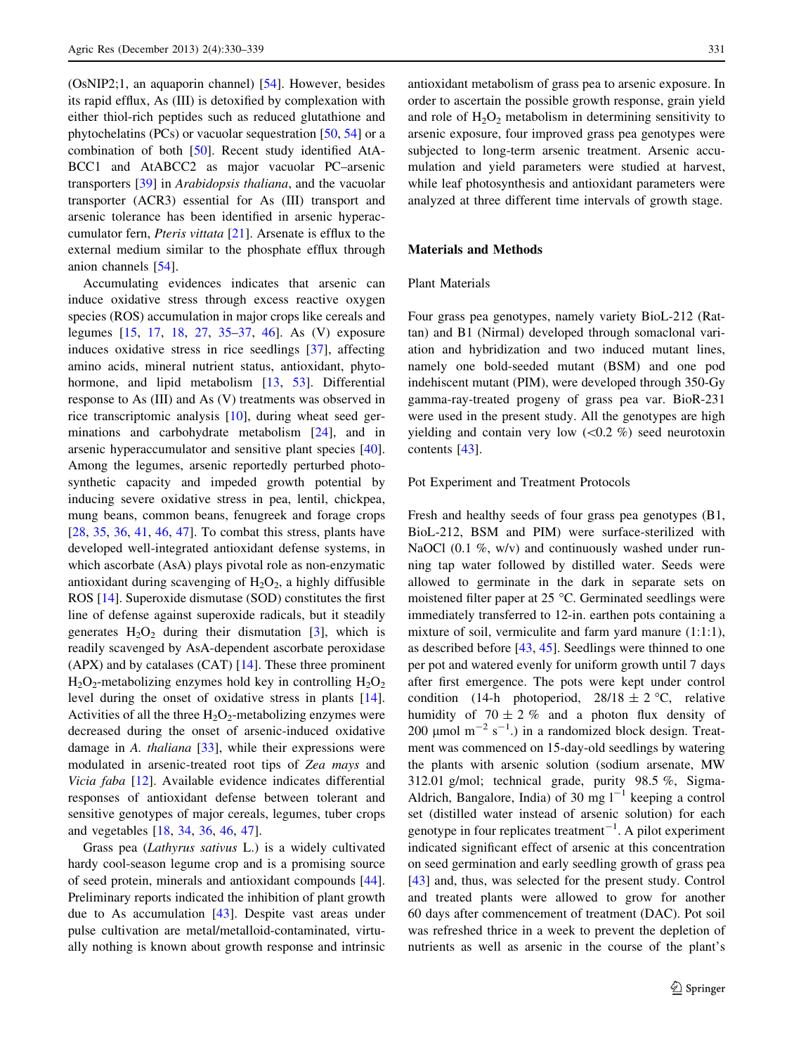(OsNIP2;1, an aquaporin channel) [54]. However, besides its rapid efflux, As (III) is detoxified by complexation with either thiol-rich peptides such as reduced glutathione and phytochelatins (PCs) or vacuolar sequestration [50, 54] or a combination of both [50]. Recent study identified AtABCC1 and AtABCC2 as major vacuolar PC–arsenic transporters [39] in *Arabidopsis thaliana*, and the vacuolar transporter (ACR3) essential for As (III) transport and arsenic tolerance has been identified in arsenic hyperaccumulator fern, *Pteris vittata* [21]. Arsenate is efflux to the external medium similar to the phosphate efflux through anion channels [54].

Accumulating evidences indicates that arsenic can induce oxidative stress through excess reactive oxygen species (ROS) accumulation in major crops like cereals and legumes [15, 17, 18, 27, 35–37, 46]. As (V) exposure induces oxidative stress in rice seedlings [37], affecting amino acids, mineral nutrient status, antioxidant, phytohormone, and lipid metabolism [13, 53]. Differential response to As (III) and As (V) treatments was observed in rice transcriptomic analysis [10], during wheat seed germinations and carbohydrate metabolism [24], and in arsenic hyperaccumulator and sensitive plant species [40]. Among the legumes, arsenic reportedly perturbed photosynthetic capacity and impeded growth potential by inducing severe oxidative stress in pea, lentil, chickpea, mung beans, common beans, fenugreek and forage crops [28, 35, 36, 41, 46, 47]. To combat this stress, plants have developed well-integrated antioxidant defense systems, in which ascorbate (AsA) plays pivotal role as non-enzymatic antioxidant during scavenging of $H_2O_2$, a highly diffusible ROS [14]. Superoxide dismutase (SOD) constitutes the first line of defense against superoxide radicals, but it steadily generates $H_2O_2$ during their dismutation [3], which is readily scavenged by AsA-dependent ascorbate peroxidase (APX) and by catalases (CAT) [14]. These three prominent $H_2O_2$-metabolizing enzymes hold key in controlling $H_2O_2$ level during the onset of oxidative stress in plants [14]. Activities of all the three $H_2O_2$-metabolizing enzymes were decreased during the onset of arsenic-induced oxidative damage in *A. thaliana* [33], while their expressions were modulated in arsenic-treated root tips of *Zea mays* and *Vicia faba* [12]. Available evidence indicates differential responses of antioxidant defense between tolerant and sensitive genotypes of major cereals, legumes, tuber crops and vegetables [18, 34, 36, 46, 47].

Grass pea (*Lathyrus sativus* L.) is a widely cultivated hardy cool-season legume crop and is a promising source of seed protein, minerals and antioxidant compounds [44]. Preliminary reports indicated the inhibition of plant growth due to As accumulation [43]. Despite vast areas under pulse cultivation are metal/metalloid-contaminated, virtually nothing is known about growth response and intrinsic antioxidant metabolism of grass pea to arsenic exposure. In order to ascertain the possible growth response, grain yield and role of $H_2O_2$ metabolism in determining sensitivity to arsenic exposure, four improved grass pea genotypes were subjected to long-term arsenic treatment. Arsenic accumulation and yield parameters were studied at harvest, while leaf photosynthesis and antioxidant parameters were analyzed at three different time intervals of growth stage.

## Materials and Methods

### Plant Materials

Four grass pea genotypes, namely variety BioL-212 (Rattan) and B1 (Nirmal) developed through somaclonal variation and hybridization and two induced mutant lines, namely one bold-seeded mutant (BSM) and one pod indehiscent mutant (PIM), were developed through 350-Gy gamma-ray-treated progeny of grass pea var. BioR-231 were used in the present study. All the genotypes are high yielding and contain very low (<0.2 %) seed neurotoxin contents [43].

### Pot Experiment and Treatment Protocols

Fresh and healthy seeds of four grass pea genotypes (B1, BioL-212, BSM and PIM) were surface-sterilized with NaOCl (0.1 %, w/v) and continuously washed under running tap water followed by distilled water. Seeds were allowed to germinate in the dark in separate sets on moistened filter paper at 25 °C. Germinated seedlings were immediately transferred to 12-in. earthen pots containing a mixture of soil, vermiculite and farm yard manure (1:1:1), as described before [43, 45]. Seedlings were thinned to one per pot and watered evenly for uniform growth until 7 days after first emergence. The pots were kept under control condition (14-h photoperiod, 28/18 ± 2 °C, relative humidity of 70 ± 2 % and a photon flux density of 200 μmol $m^{-2}$ $s^{-1}$.) in a randomized block design. Treatment was commenced on 15-day-old seedlings by watering the plants with arsenic solution (sodium arsenate, MW 312.01 g/mol; technical grade, purity 98.5 %, Sigma-Aldrich, Bangalore, India) of 30 mg $l^{-1}$ keeping a control set (distilled water instead of arsenic solution) for each genotype in four replicates treatment$^{-1}$. A pilot experiment indicated significant effect of arsenic at this concentration on seed germination and early seedling growth of grass pea [43] and, thus, was selected for the present study. Control and treated plants were allowed to grow for another 60 days after commencement of treatment (DAC). Pot soil was refreshed thrice in a week to prevent the depletion of nutrients as well as arsenic in the course of the plant's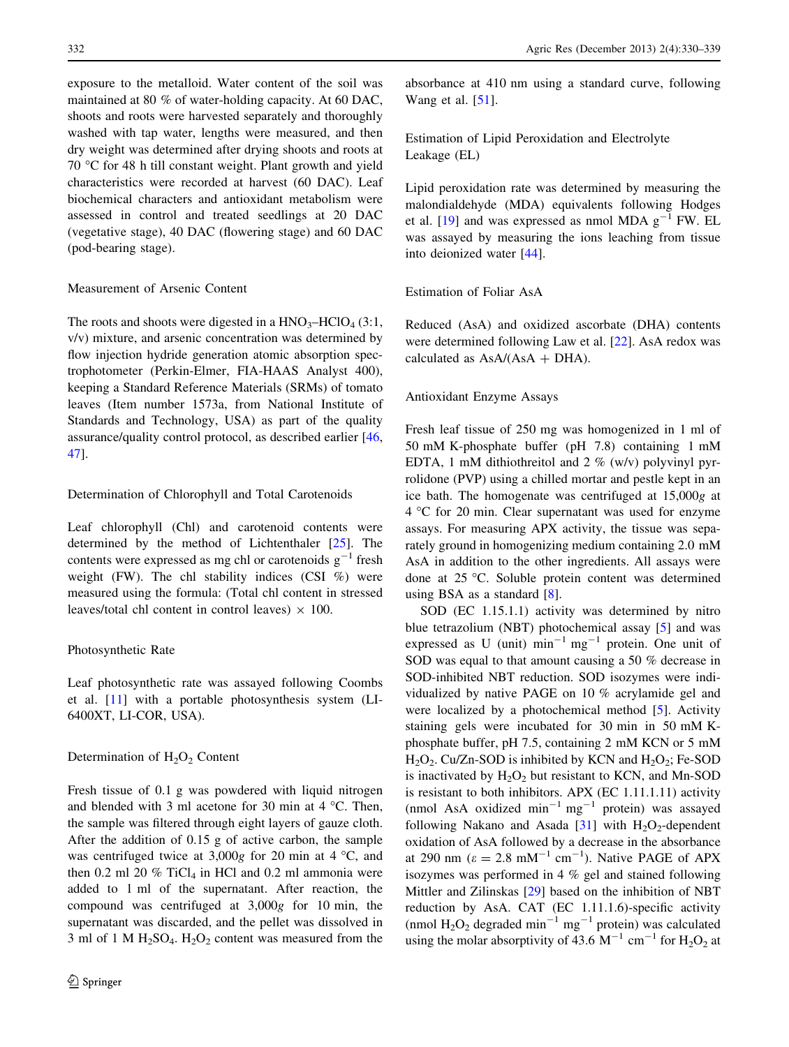exposure to the metalloid. Water content of the soil was maintained at 80 % of water-holding capacity. At 60 DAC, shoots and roots were harvested separately and thoroughly washed with tap water, lengths were measured, and then dry weight was determined after drying shoots and roots at 70 °C for 48 h till constant weight. Plant growth and yield characteristics were recorded at harvest (60 DAC). Leaf biochemical characters and antioxidant metabolism were assessed in control and treated seedlings at 20 DAC (vegetative stage), 40 DAC (flowering stage) and 60 DAC (pod-bearing stage).

### Measurement of Arsenic Content

The roots and shoots were digested in a $HNO_3$–$HClO_4$ (3:1, v/v) mixture, and arsenic concentration was determined by flow injection hydride generation atomic absorption spectrophotometer (Perkin-Elmer, FIA-HAAS Analyst 400), keeping a Standard Reference Materials (SRMs) of tomato leaves (Item number 1573a, from National Institute of Standards and Technology, USA) as part of the quality assurance/quality control protocol, as described earlier [46, 47].

### Determination of Chlorophyll and Total Carotenoids

Leaf chlorophyll (Chl) and carotenoid contents were determined by the method of Lichtenthaler [25]. The contents were expressed as mg chl or carotenoids $g^{-1}$ fresh weight (FW). The chl stability indices (CSI %) were measured using the formula: (Total chl content in stressed leaves/total chl content in control leaves) $\times$ 100.

### Photosynthetic Rate

Leaf photosynthetic rate was assayed following Coombs et al. [11] with a portable photosynthesis system (LI-6400XT, LI-COR, USA).

### Determination of $H_2O_2$ Content

Fresh tissue of 0.1 g was powdered with liquid nitrogen and blended with 3 ml acetone for 30 min at 4 °C. Then, the sample was filtered through eight layers of gauze cloth. After the addition of 0.15 g of active carbon, the sample was centrifuged twice at 3,000*g* for 20 min at 4 °C, and then 0.2 ml 20 % $TiCl_4$ in HCl and 0.2 ml ammonia were added to 1 ml of the supernatant. After reaction, the compound was centrifuged at 3,000*g* for 10 min, the supernatant was discarded, and the pellet was dissolved in 3 ml of 1 M $H_2SO_4$. $H_2O_2$ content was measured from the absorbance at 410 nm using a standard curve, following Wang et al. [51].

### Estimation of Lipid Peroxidation and Electrolyte Leakage (EL)

Lipid peroxidation rate was determined by measuring the malondialdehyde (MDA) equivalents following Hodges et al. [19] and was expressed as nmol MDA $g^{-1}$ FW. EL was assayed by measuring the ions leaching from tissue into deionized water [44].

### Estimation of Foliar AsA

Reduced (AsA) and oxidized ascorbate (DHA) contents were determined following Law et al. [22]. AsA redox was calculated as AsA/(AsA + DHA).

### Antioxidant Enzyme Assays

Fresh leaf tissue of 250 mg was homogenized in 1 ml of 50 mM K-phosphate buffer (pH 7.8) containing 1 mM EDTA, 1 mM dithiothreitol and 2 % (w/v) polyvinyl pyrrolidone (PVP) using a chilled mortar and pestle kept in an ice bath. The homogenate was centrifuged at 15,000*g* at 4 °C for 20 min. Clear supernatant was used for enzyme assays. For measuring APX activity, the tissue was separately ground in homogenizing medium containing 2.0 mM AsA in addition to the other ingredients. All assays were done at 25 °C. Soluble protein content was determined using BSA as a standard [8].

SOD (EC 1.15.1.1) activity was determined by nitro blue tetrazolium (NBT) photochemical assay [5] and was expressed as U (unit) $min^{-1}$ $mg^{-1}$ protein. One unit of SOD was equal to that amount causing a 50 % decrease in SOD-inhibited NBT reduction. SOD isozymes were individualized by native PAGE on 10 % acrylamide gel and were localized by a photochemical method [5]. Activity staining gels were incubated for 30 min in 50 mM K-phosphate buffer, pH 7.5, containing 2 mM KCN or 5 mM $H_2O_2$. Cu/Zn-SOD is inhibited by KCN and $H_2O_2$; Fe-SOD is inactivated by $H_2O_2$ but resistant to KCN, and Mn-SOD is resistant to both inhibitors. APX (EC 1.11.1.11) activity (nmol AsA oxidized $min^{-1}$ $mg^{-1}$ protein) was assayed following Nakano and Asada [31] with $H_2O_2$-dependent oxidation of AsA followed by a decrease in the absorbance at 290 nm ($\varepsilon$ = 2.8 $mM^{-1}$ $cm^{-1}$). Native PAGE of APX isozymes was performed in 4 % gel and stained following Mittler and Zilinskas [29] based on the inhibition of NBT reduction by AsA. CAT (EC 1.11.1.6)-specific activity (nmol $H_2O_2$ degraded $min^{-1}$ $mg^{-1}$ protein) was calculated using the molar absorptivity of 43.6 $M^{-1}$ $cm^{-1}$ for $H_2O_2$ at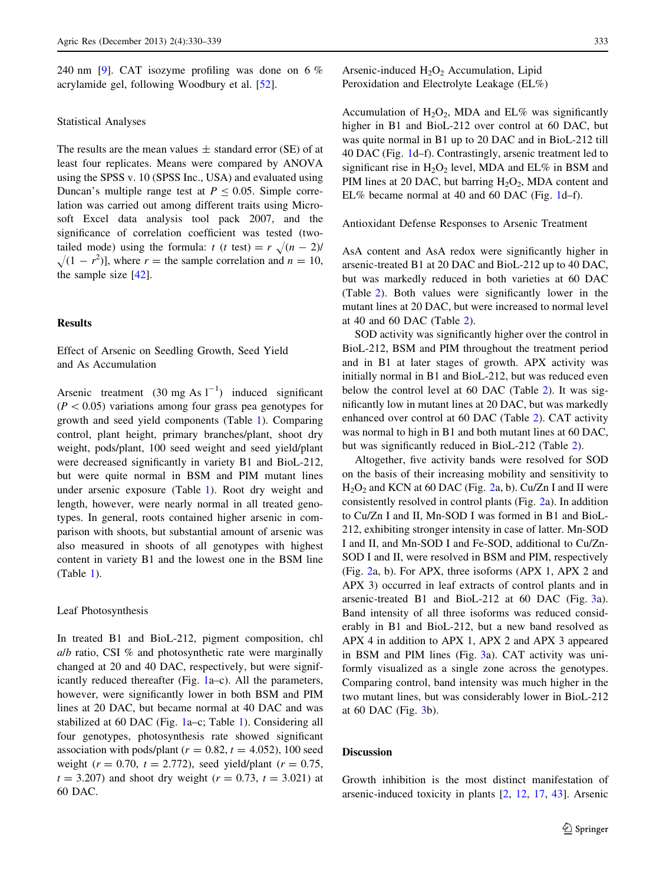240 nm [9]. CAT isozyme profiling was done on 6 % acrylamide gel, following Woodbury et al. [52].

### Statistical Analyses

The results are the mean values ± standard error (SE) of at least four replicates. Means were compared by ANOVA using the SPSS v. 10 (SPSS Inc., USA) and evaluated using Duncan's multiple range test at $P \leq 0.05$. Simple correlation was carried out among different traits using Microsoft Excel data analysis tool pack 2007, and the significance of correlation coefficient was tested (two-tailed mode) using the formula: $t$ ($t$ test) $= r\sqrt{(n-2)}/\sqrt{(1-r^2)}$], where $r$ = the sample correlation and $n = 10$, the sample size [42].

## Results

### Effect of Arsenic on Seedling Growth, Seed Yield and As Accumulation

Arsenic treatment (30 mg As $l^{-1}$) induced significant ($P < 0.05$) variations among four grass pea genotypes for growth and seed yield components (Table 1). Comparing control, plant height, primary branches/plant, shoot dry weight, pods/plant, 100 seed weight and seed yield/plant were decreased significantly in variety B1 and BioL-212, but were quite normal in BSM and PIM mutant lines under arsenic exposure (Table 1). Root dry weight and length, however, were nearly normal in all treated genotypes. In general, roots contained higher arsenic in comparison with shoots, but substantial amount of arsenic was also measured in shoots of all genotypes with highest content in variety B1 and the lowest one in the BSM line (Table 1).

### Leaf Photosynthesis

In treated B1 and BioL-212, pigment composition, chl *a*/*b* ratio, CSI % and photosynthetic rate were marginally changed at 20 and 40 DAC, respectively, but were significantly reduced thereafter (Fig. 1a–c). All the parameters, however, were significantly lower in both BSM and PIM lines at 20 DAC, but became normal at 40 DAC and was stabilized at 60 DAC (Fig. 1a–c; Table 1). Considering all four genotypes, photosynthesis rate showed significant association with pods/plant ($r = 0.82$, $t = 4.052$), 100 seed weight ($r = 0.70$, $t = 2.772$), seed yield/plant ($r = 0.75$, $t = 3.207$) and shoot dry weight ($r = 0.73$, $t = 3.021$) at 60 DAC.

### Arsenic-induced $H_2O_2$ Accumulation, Lipid Peroxidation and Electrolyte Leakage (EL%)

Accumulation of $H_2O_2$, MDA and EL% was significantly higher in B1 and BioL-212 over control at 60 DAC, but was quite normal in B1 up to 20 DAC and in BioL-212 till 40 DAC (Fig. 1d–f). Contrastingly, arsenic treatment led to significant rise in $H_2O_2$ level, MDA and EL% in BSM and PIM lines at 20 DAC, but barring $H_2O_2$, MDA content and EL% became normal at 40 and 60 DAC (Fig. 1d–f).

### Antioxidant Defense Responses to Arsenic Treatment

AsA content and AsA redox were significantly higher in arsenic-treated B1 at 20 DAC and BioL-212 up to 40 DAC, but was markedly reduced in both varieties at 60 DAC (Table 2). Both values were significantly lower in the mutant lines at 20 DAC, but were increased to normal level at 40 and 60 DAC (Table 2).

SOD activity was significantly higher over the control in BioL-212, BSM and PIM throughout the treatment period and in B1 at later stages of growth. APX activity was initially normal in B1 and BioL-212, but was reduced even below the control level at 60 DAC (Table 2). It was significantly low in mutant lines at 20 DAC, but was markedly enhanced over control at 60 DAC (Table 2). CAT activity was normal to high in B1 and both mutant lines at 60 DAC, but was significantly reduced in BioL-212 (Table 2).

Altogether, five activity bands were resolved for SOD on the basis of their increasing mobility and sensitivity to $H_2O_2$ and KCN at 60 DAC (Fig. 2a, b). Cu/Zn I and II were consistently resolved in control plants (Fig. 2a). In addition to Cu/Zn I and II, Mn-SOD I was formed in B1 and BioL-212, exhibiting stronger intensity in case of latter. Mn-SOD I and II, and Mn-SOD I and Fe-SOD, additional to Cu/Zn-SOD I and II, were resolved in BSM and PIM, respectively (Fig. 2a, b). For APX, three isoforms (APX 1, APX 2 and APX 3) occurred in leaf extracts of control plants and in arsenic-treated B1 and BioL-212 at 60 DAC (Fig. 3a). Band intensity of all three isoforms was reduced considerably in B1 and BioL-212, but a new band resolved as APX 4 in addition to APX 1, APX 2 and APX 3 appeared in BSM and PIM lines (Fig. 3a). CAT activity was uniformly visualized as a single zone across the genotypes. Comparing control, band intensity was much higher in the two mutant lines, but was considerably lower in BioL-212 at 60 DAC (Fig. 3b).

## Discussion

Growth inhibition is the most distinct manifestation of arsenic-induced toxicity in plants [2, 12, 17, 43]. Arsenic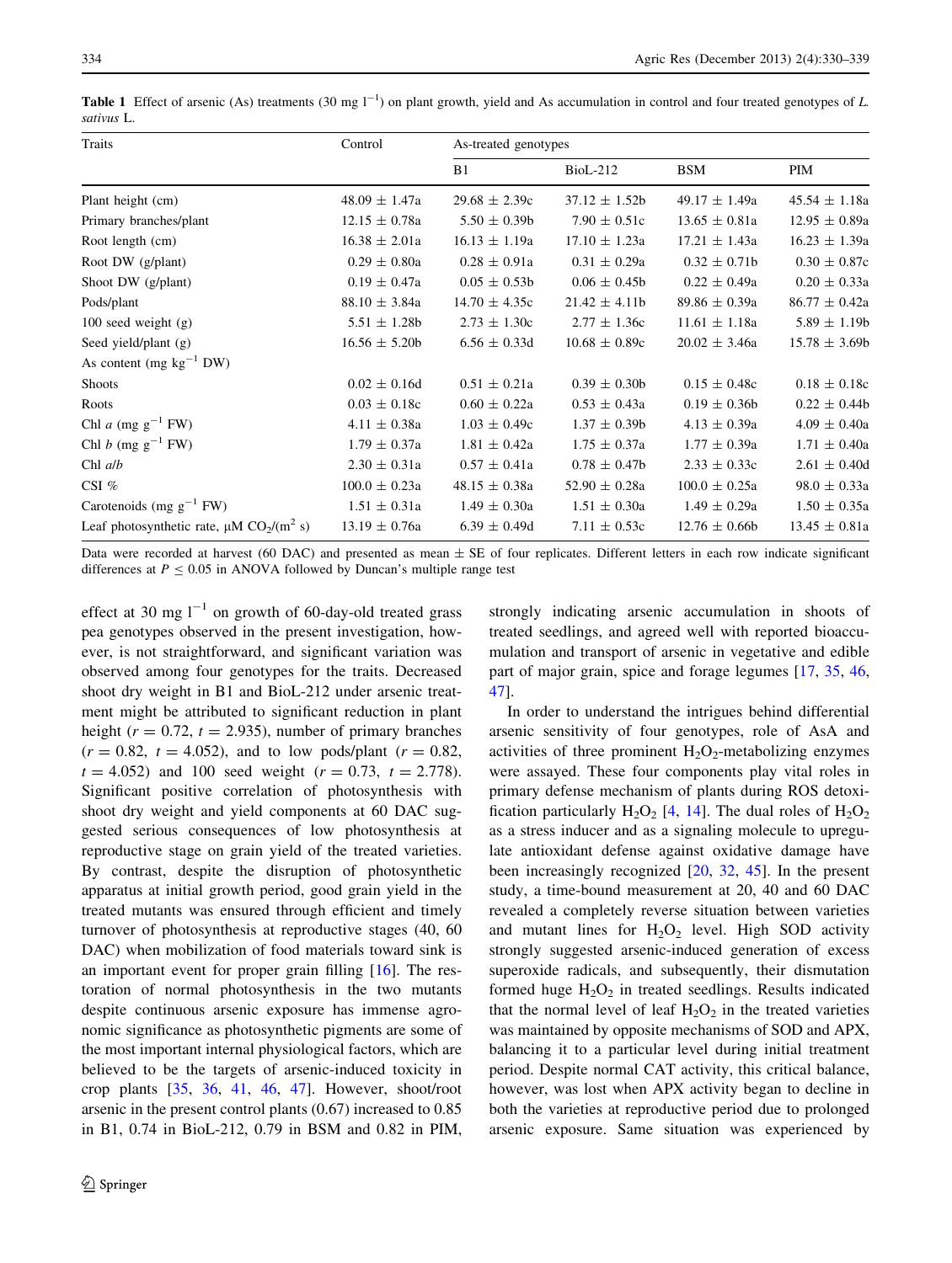**Table 1** Effect of arsenic (As) treatments (30 mg $l^{-1}$) on plant growth, yield and As accumulation in control and four treated genotypes of *L. sativus* L.

| Traits | Control | As-treated genotypes | | | |
|---|---|---|---|---|---|
| | | B1 | BioL-212 | BSM | PIM |
| Plant height (cm) | 48.09 ± 1.47a | 29.68 ± 2.39c | 37.12 ± 1.52b | 49.17 ± 1.49a | 45.54 ± 1.18a |
| Primary branches/plant | 12.15 ± 0.78a | 5.50 ± 0.39b | 7.90 ± 0.51c | 13.65 ± 0.81a | 12.95 ± 0.89a |
| Root length (cm) | 16.38 ± 2.01a | 16.13 ± 1.19a | 17.10 ± 1.23a | 17.21 ± 1.43a | 16.23 ± 1.39a |
| Root DW (g/plant) | 0.29 ± 0.80a | 0.28 ± 0.91a | 0.31 ± 0.29a | 0.32 ± 0.71b | 0.30 ± 0.87c |
| Shoot DW (g/plant) | 0.19 ± 0.47a | 0.05 ± 0.53b | 0.06 ± 0.45b | 0.22 ± 0.49a | 0.20 ± 0.33a |
| Pods/plant | 88.10 ± 3.84a | 14.70 ± 4.35c | 21.42 ± 4.11b | 89.86 ± 0.39a | 86.77 ± 0.42a |
| 100 seed weight (g) | 5.51 ± 1.28b | 2.73 ± 1.30c | 2.77 ± 1.36c | 11.61 ± 1.18a | 5.89 ± 1.19b |
| Seed yield/plant (g) | 16.56 ± 5.20b | 6.56 ± 0.33d | 10.68 ± 0.89c | 20.02 ± 3.46a | 15.78 ± 3.69b |
| As content (mg $kg^{-1}$ DW) | | | | | |
| Shoots | 0.02 ± 0.16d | 0.51 ± 0.21a | 0.39 ± 0.30b | 0.15 ± 0.48c | 0.18 ± 0.18c |
| Roots | 0.03 ± 0.18c | 0.60 ± 0.22a | 0.53 ± 0.43a | 0.19 ± 0.36b | 0.22 ± 0.44b |
| Chl *a* (mg $g^{-1}$ FW) | 4.11 ± 0.38a | 1.03 ± 0.49c | 1.37 ± 0.39b | 4.13 ± 0.39a | 4.09 ± 0.40a |
| Chl *b* (mg $g^{-1}$ FW) | 1.79 ± 0.37a | 1.81 ± 0.42a | 1.75 ± 0.37a | 1.77 ± 0.39a | 1.71 ± 0.40a |
| Chl *a*/*b* | 2.30 ± 0.31a | 0.57 ± 0.41a | 0.78 ± 0.47b | 2.33 ± 0.33c | 2.61 ± 0.40d |
| CSI % | 100.0 ± 0.23a | 48.15 ± 0.38a | 52.90 ± 0.28a | 100.0 ± 0.25a | 98.0 ± 0.33a |
| Carotenoids (mg $g^{-1}$ FW) | 1.51 ± 0.31a | 1.49 ± 0.30a | 1.51 ± 0.30a | 1.49 ± 0.29a | 1.50 ± 0.35a |
| Leaf photosynthetic rate, μM $CO_2$/($m^2$ s) | 13.19 ± 0.76a | 6.39 ± 0.49d | 7.11 ± 0.53c | 12.76 ± 0.66b | 13.45 ± 0.81a |

Data were recorded at harvest (60 DAC) and presented as mean ± SE of four replicates. Different letters in each row indicate significant differences at $P \leq 0.05$ in ANOVA followed by Duncan's multiple range test

effect at 30 mg $l^{-1}$ on growth of 60-day-old treated grass pea genotypes observed in the present investigation, however, is not straightforward, and significant variation was observed among four genotypes for the traits. Decreased shoot dry weight in B1 and BioL-212 under arsenic treatment might be attributed to significant reduction in plant height ($r = 0.72$, $t = 2.935$), number of primary branches ($r = 0.82$, $t = 4.052$), and to low pods/plant ($r = 0.82$, $t = 4.052$) and 100 seed weight ($r = 0.73$, $t = 2.778$). Significant positive correlation of photosynthesis with shoot dry weight and yield components at 60 DAC suggested serious consequences of low photosynthesis at reproductive stage on grain yield of the treated varieties. By contrast, despite the disruption of photosynthetic apparatus at initial growth period, good grain yield in the treated mutants was ensured through efficient and timely turnover of photosynthesis at reproductive stages (40, 60 DAC) when mobilization of food materials toward sink is an important event for proper grain filling [16]. The restoration of normal photosynthesis in the two mutants despite continuous arsenic exposure has immense agronomic significance as photosynthetic pigments are some of the most important internal physiological factors, which are believed to be the targets of arsenic-induced toxicity in crop plants [35, 36, 41, 46, 47]. However, shoot/root arsenic in the present control plants (0.67) increased to 0.85 in B1, 0.74 in BioL-212, 0.79 in BSM and 0.82 in PIM, strongly indicating arsenic accumulation in shoots of treated seedlings, and agreed well with reported bioaccumulation and transport of arsenic in vegetative and edible part of major grain, spice and forage legumes [17, 35, 46, 47].

In order to understand the intrigues behind differential arsenic sensitivity of four genotypes, role of AsA and activities of three prominent $H_2O_2$-metabolizing enzymes were assayed. These four components play vital roles in primary defense mechanism of plants during ROS detoxification particularly $H_2O_2$ [4, 14]. The dual roles of $H_2O_2$ as a stress inducer and as a signaling molecule to upregulate antioxidant defense against oxidative damage have been increasingly recognized [20, 32, 45]. In the present study, a time-bound measurement at 20, 40 and 60 DAC revealed a completely reverse situation between varieties and mutant lines for $H_2O_2$ level. High SOD activity strongly suggested arsenic-induced generation of excess superoxide radicals, and subsequently, their dismutation formed huge $H_2O_2$ in treated seedlings. Results indicated that the normal level of leaf $H_2O_2$ in the treated varieties was maintained by opposite mechanisms of SOD and APX, balancing it to a particular level during initial treatment period. Despite normal CAT activity, this critical balance, however, was lost when APX activity began to decline in both the varieties at reproductive period due to prolonged arsenic exposure. Same situation was experienced by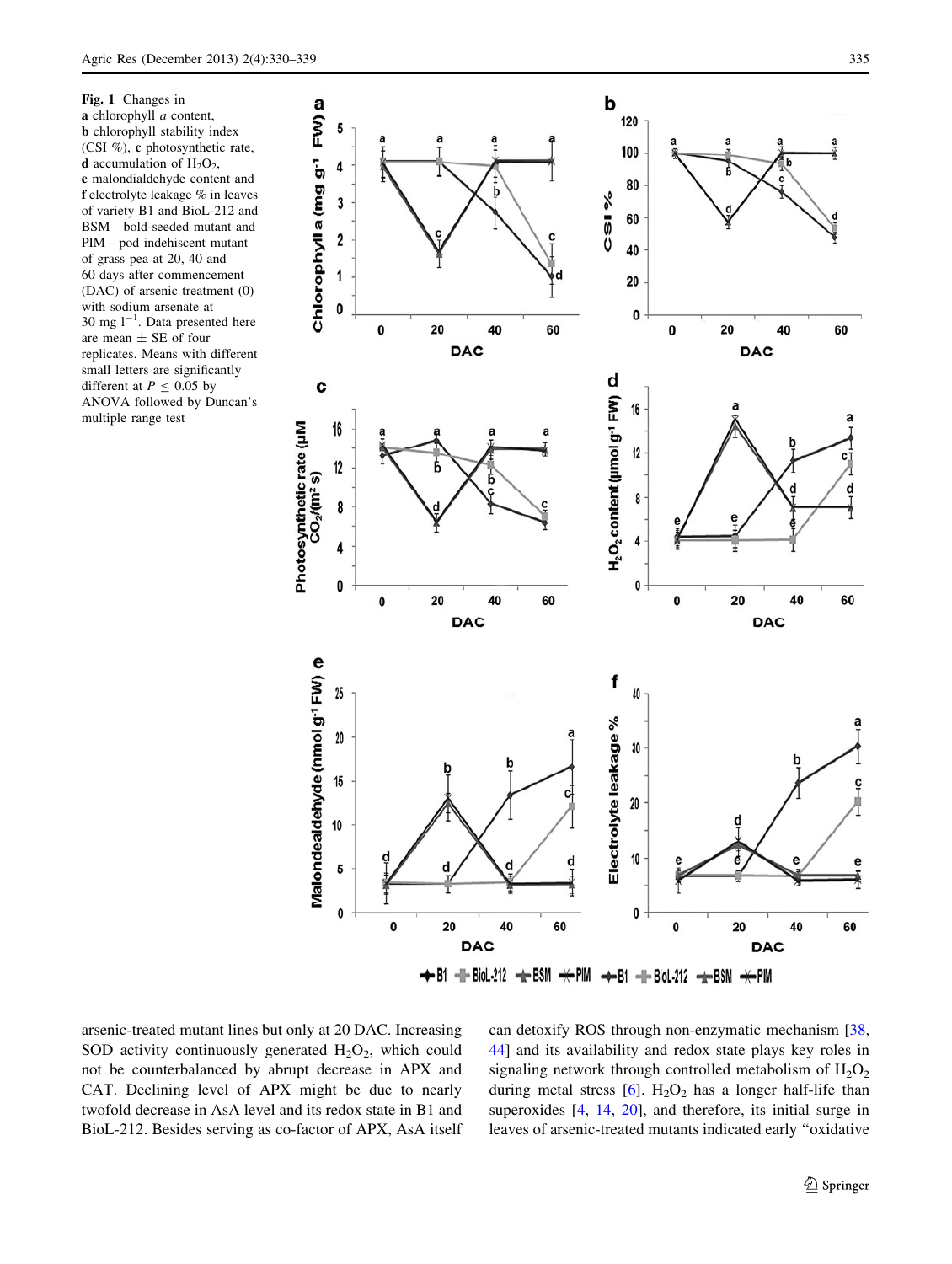**Fig. 1** Changes in **a** chlorophyll *a* content, **b** chlorophyll stability index (CSI %), **c** photosynthetic rate, **d** accumulation of $H_2O_2$, **e** malondialdehyde content and **f** electrolyte leakage % in leaves of variety B1 and BioL-212 and BSM—bold-seeded mutant and PIM—pod indehiscent mutant of grass pea at 20, 40 and 60 days after commencement (DAC) of arsenic treatment (0) with sodium arsenate at 30 mg $l^{-1}$. Data presented here are mean ± SE of four replicates. Means with different small letters are significantly different at $P \leq 0.05$ by ANOVA followed by Duncan's multiple range test

arsenic-treated mutant lines but only at 20 DAC. Increasing SOD activity continuously generated $H_2O_2$, which could not be counterbalanced by abrupt decrease in APX and CAT. Declining level of APX might be due to nearly twofold decrease in AsA level and its redox state in B1 and BioL-212. Besides serving as co-factor of APX, AsA itself can detoxify ROS through non-enzymatic mechanism [38, 44] and its availability and redox state plays key roles in signaling network through controlled metabolism of $H_2O_2$ during metal stress [6]. $H_2O_2$ has a longer half-life than superoxides [4, 14, 20], and therefore, its initial surge in leaves of arsenic-treated mutants indicated early "oxidative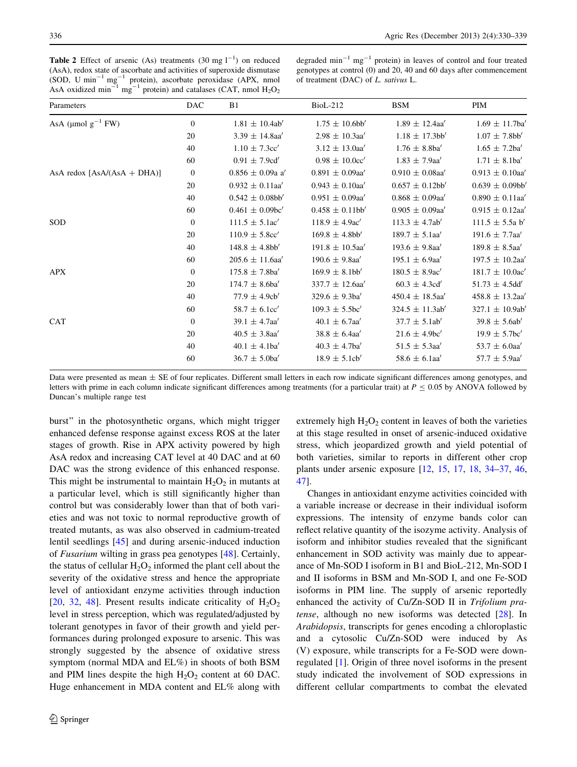**Table 2** Effect of arsenic (As) treatments (30 mg $l^{-1}$) on reduced (AsA), redox state of ascorbate and activities of superoxide dismutase (SOD, U $min^{-1}$ $mg^{-1}$ protein), ascorbate peroxidase (APX, nmol AsA oxidized $min^{-1}$ $mg^{-1}$ protein) and catalases (CAT, nmol $H_2O_2$ degraded $min^{-1}$ $mg^{-1}$ protein) in leaves of control and four treated genotypes at control (0) and 20, 40 and 60 days after commencement of treatment (DAC) of *L. sativus* L.

| Parameters | DAC | B1 | BioL-212 | BSM | PIM |
|---|---|---|---|---|---|
| AsA (μmol $g^{-1}$ FW) | 0 | 1.81 ± 10.4ab′ | 1.75 ± 10.6bb′ | 1.89 ± 12.4aa′ | 1.69 ± 11.7ba′ |
| | 20 | 3.39 ± 14.8aa′ | 2.98 ± 10.3aa′ | 1.18 ± 17.3bb′ | 1.07 ± 7.8bb′ |
| | 40 | 1.10 ± 7.3cc′ | 3.12 ± 13.0aa′ | 1.76 ± 8.8ba′ | 1.65 ± 7.2ba′ |
| | 60 | 0.91 ± 7.9cd′ | 0.98 ± 10.0cc′ | 1.83 ± 7.9aa′ | 1.71 ± 8.1ba′ |
| AsA redox [AsA/(AsA + DHA)] | 0 | 0.856 ± 0.09a a′ | 0.891 ± 0.09aa′ | 0.910 ± 0.08aa′ | 0.913 ± 0.10aa′ |
| | 20 | 0.932 ± 0.11aa′ | 0.943 ± 0.10aa′ | 0.657 ± 0.12bb′ | 0.639 ± 0.09bb′ |
| | 40 | 0.542 ± 0.08bb′ | 0.951 ± 0.09aa′ | 0.868 ± 0.09aa′ | 0.890 ± 0.11aa′ |
| | 60 | 0.461 ± 0.09bc′ | 0.458 ± 0.11bb′ | 0.905 ± 0.09aa′ | 0.915 ± 0.12aa′ |
| SOD | 0 | 111.5 ± 5.1ac′ | 118.9 ± 4.9ac′ | 113.3 ± 4.7ab′ | 111.5 ± 5.5a b′ |
| | 20 | 110.9 ± 5.8cc′ | 169.8 ± 4.8bb′ | 189.7 ± 5.1aa′ | 191.6 ± 7.7aa′ |
| | 40 | 148.8 ± 4.8bb′ | 191.8 ± 10.5aa′ | 193.6 ± 9.8aa′ | 189.8 ± 8.5aa′ |
| | 60 | 205.6 ± 11.6aa′ | 190.6 ± 9.8aa′ | 195.1 ± 6.9aa′ | 197.5 ± 10.2aa′ |
| APX | 0 | 175.8 ± 7.8ba′ | 169.9 ± 8.1bb′ | 180.5 ± 8.9ac′ | 181.7 ± 10.0ac′ |
| | 20 | 174.7 ± 8.6ba′ | 337.7 ± 12.6aa′ | 60.3 ± 4.3cd′ | 51.73 ± 4.5dd′ |
| | 40 | 77.9 ± 4.9cb′ | 329.6 ± 9.3ba′ | 450.4 ± 18.5aa′ | 458.8 ± 13.2aa′ |
| | 60 | 58.7 ± 6.1cc′ | 109.3 ± 5.5bc′ | 324.5 ± 11.3ab′ | 327.1 ± 10.9ab′ |
| CAT | 0 | 39.1 ± 4.7aa′ | 40.1 ± 6.7aa′ | 37.7 ± 5.1ab′ | 39.8 ± 5.6ab′ |
| | 20 | 40.5 ± 3.8aa′ | 38.8 ± 6.4aa′ | 21.6 ± 4.9bc′ | 19.9 ± 5.7bc′ |
| | 40 | 40.1 ± 4.1ba′ | 40.3 ± 4.7ba′ | 51.5 ± 5.3aa′ | 53.7 ± 6.0aa′ |
| | 60 | 36.7 ± 5.0ba′ | 18.9 ± 5.1cb′ | 58.6 ± 6.1aa′ | 57.7 ± 5.9aa′ |

Data were presented as mean ± SE of four replicates. Different small letters in each row indicate significant differences among genotypes, and letters with prime in each column indicate significant differences among treatments (for a particular trait) at $P \leq 0.05$ by ANOVA followed by Duncan's multiple range test

burst" in the photosynthetic organs, which might trigger enhanced defense response against excess ROS at the later stages of growth. Rise in APX activity powered by high AsA redox and increasing CAT level at 40 DAC and at 60 DAC was the strong evidence of this enhanced response. This might be instrumental to maintain $H_2O_2$ in mutants at a particular level, which is still significantly higher than control but was considerably lower than that of both varieties and was not toxic to normal reproductive growth of treated mutants, as was also observed in cadmium-treated lentil seedlings [45] and during arsenic-induced induction of *Fusarium* wilting in grass pea genotypes [48]. Certainly, the status of cellular $H_2O_2$ informed the plant cell about the severity of the oxidative stress and hence the appropriate level of antioxidant enzyme activities through induction [20, 32, 48]. Present results indicate criticality of $H_2O_2$ level in stress perception, which was regulated/adjusted by tolerant genotypes in favor of their growth and yield performances during prolonged exposure to arsenic. This was strongly suggested by the absence of oxidative stress symptom (normal MDA and EL%) in shoots of both BSM and PIM lines despite the high $H_2O_2$ content at 60 DAC. Huge enhancement in MDA content and EL% along with extremely high $H_2O_2$ content in leaves of both the varieties at this stage resulted in onset of arsenic-induced oxidative stress, which jeopardized growth and yield potential of both varieties, similar to reports in different other crop plants under arsenic exposure [12, 15, 17, 18, 34–37, 46, 47].

Changes in antioxidant enzyme activities coincided with a variable increase or decrease in their individual isoform expressions. The intensity of enzyme bands color can reflect relative quantity of the isozyme activity. Analysis of isoform and inhibitor studies revealed that the significant enhancement in SOD activity was mainly due to appearance of Mn-SOD I isoform in B1 and BioL-212, Mn-SOD I and II isoforms in BSM and Mn-SOD I, and one Fe-SOD isoforms in PIM line. The supply of arsenic reportedly enhanced the activity of Cu/Zn-SOD II in *Trifolium pratense*, although no new isoforms was detected [28]. In *Arabidopsis*, transcripts for genes encoding a chloroplastic and a cytosolic Cu/Zn-SOD were induced by As (V) exposure, while transcripts for a Fe-SOD were down-regulated [1]. Origin of three novel isoforms in the present study indicated the involvement of SOD expressions in different cellular compartments to combat the elevated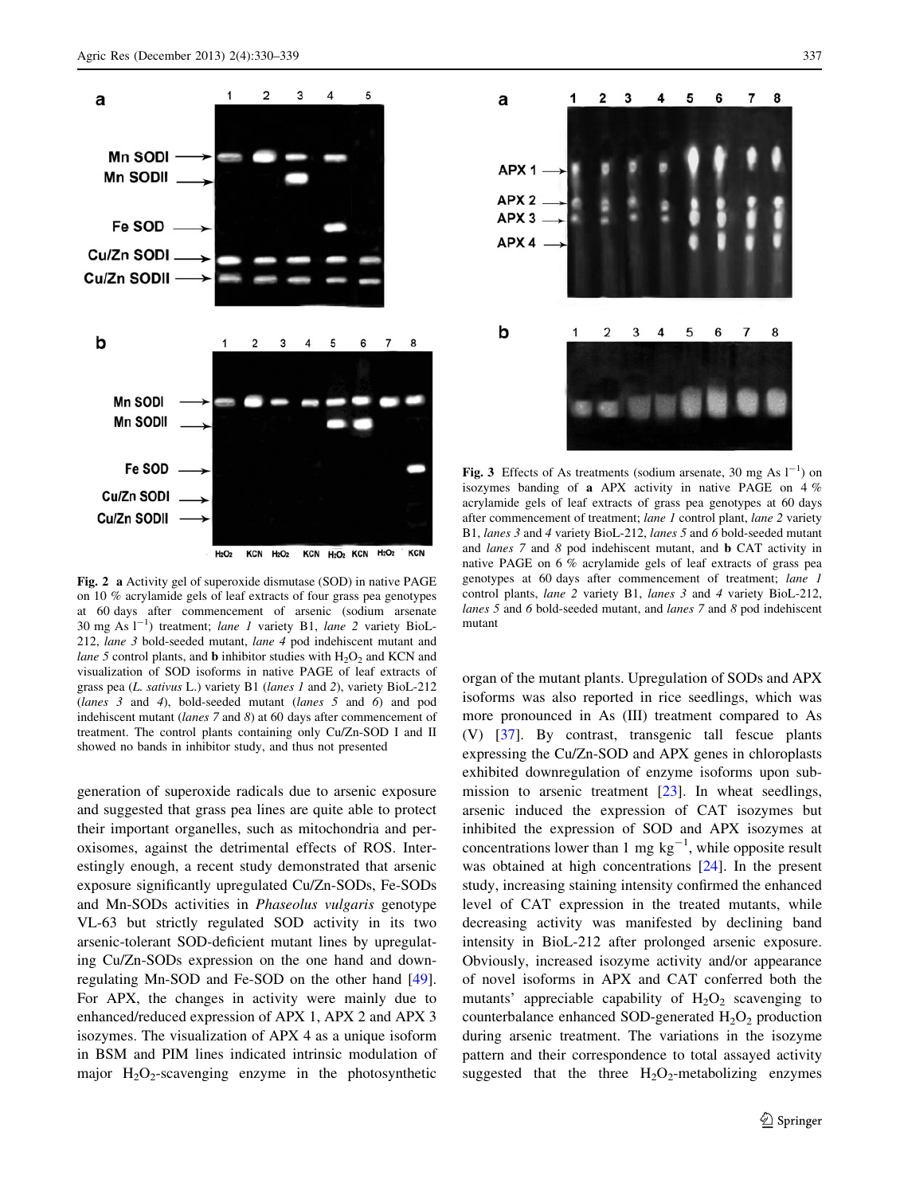**Fig. 2** **a** Activity gel of superoxide dismutase (SOD) in native PAGE on 10 % acrylamide gels of leaf extracts of four grass pea genotypes at 60 days after commencement of arsenic (sodium arsenate 30 mg As $l^{-1}$) treatment; *lane 1* variety B1, *lane 2* variety BioL-212, *lane 3* bold-seeded mutant, *lane 4* pod indehiscent mutant and *lane 5* control plants, and **b** inhibitor studies with $H_2O_2$ and KCN and visualization of SOD isoforms in native PAGE of leaf extracts of grass pea (*L. sativus* L.) variety B1 (*lanes 1* and *2*), variety BioL-212 (*lanes 3* and *4*), bold-seeded mutant (*lanes 5* and *6*) and pod indehiscent mutant (*lanes 7* and *8*) at 60 days after commencement of treatment. The control plants containing only Cu/Zn-SOD I and II showed no bands in inhibitor study, and thus not presented

generation of superoxide radicals due to arsenic exposure and suggested that grass pea lines are quite able to protect their important organelles, such as mitochondria and peroxisomes, against the detrimental effects of ROS. Interestingly enough, a recent study demonstrated that arsenic exposure significantly upregulated Cu/Zn-SODs, Fe-SODs and Mn-SODs activities in *Phaseolus vulgaris* genotype VL-63 but strictly regulated SOD activity in its two arsenic-tolerant SOD-deficient mutant lines by upregulating Cu/Zn-SODs expression on the one hand and down-regulating Mn-SOD and Fe-SOD on the other hand [49]. For APX, the changes in activity were mainly due to enhanced/reduced expression of APX 1, APX 2 and APX 3 isozymes. The visualization of APX 4 as a unique isoform in BSM and PIM lines indicated intrinsic modulation of major $H_2O_2$-scavenging enzyme in the photosynthetic

**Fig. 3** Effects of As treatments (sodium arsenate, 30 mg As $l^{-1}$) on isozymes banding of **a** APX activity in native PAGE on 4 % acrylamide gels of leaf extracts of grass pea genotypes at 60 days after commencement of treatment; *lane 1* control plant, *lane 2* variety B1, *lanes 3* and *4* variety BioL-212, *lanes 5* and *6* bold-seeded mutant and *lanes 7* and *8* pod indehiscent mutant, and **b** CAT activity in native PAGE on 6 % acrylamide gels of leaf extracts of grass pea genotypes at 60 days after commencement of treatment; *lane 1* control plants, *lane 2* variety B1, *lanes 3* and *4* variety BioL-212, *lanes 5* and *6* bold-seeded mutant, and *lanes 7* and *8* pod indehiscent mutant

organ of the mutant plants. Upregulation of SODs and APX isoforms was also reported in rice seedlings, which was more pronounced in As (III) treatment compared to As (V) [37]. By contrast, transgenic tall fescue plants expressing the Cu/Zn-SOD and APX genes in chloroplasts exhibited downregulation of enzyme isoforms upon submission to arsenic treatment [23]. In wheat seedlings, arsenic induced the expression of CAT isozymes but inhibited the expression of SOD and APX isozymes at concentrations lower than 1 mg $kg^{-1}$, while opposite result was obtained at high concentrations [24]. In the present study, increasing staining intensity confirmed the enhanced level of CAT expression in the treated mutants, while decreasing activity was manifested by declining band intensity in BioL-212 after prolonged arsenic exposure. Obviously, increased isozyme activity and/or appearance of novel isoforms in APX and CAT conferred both the mutants' appreciable capability of $H_2O_2$ scavenging to counterbalance enhanced SOD-generated $H_2O_2$ production during arsenic treatment. The variations in the isozyme pattern and their correspondence to total assayed activity suggested that the three $H_2O_2$-metabolizing enzymes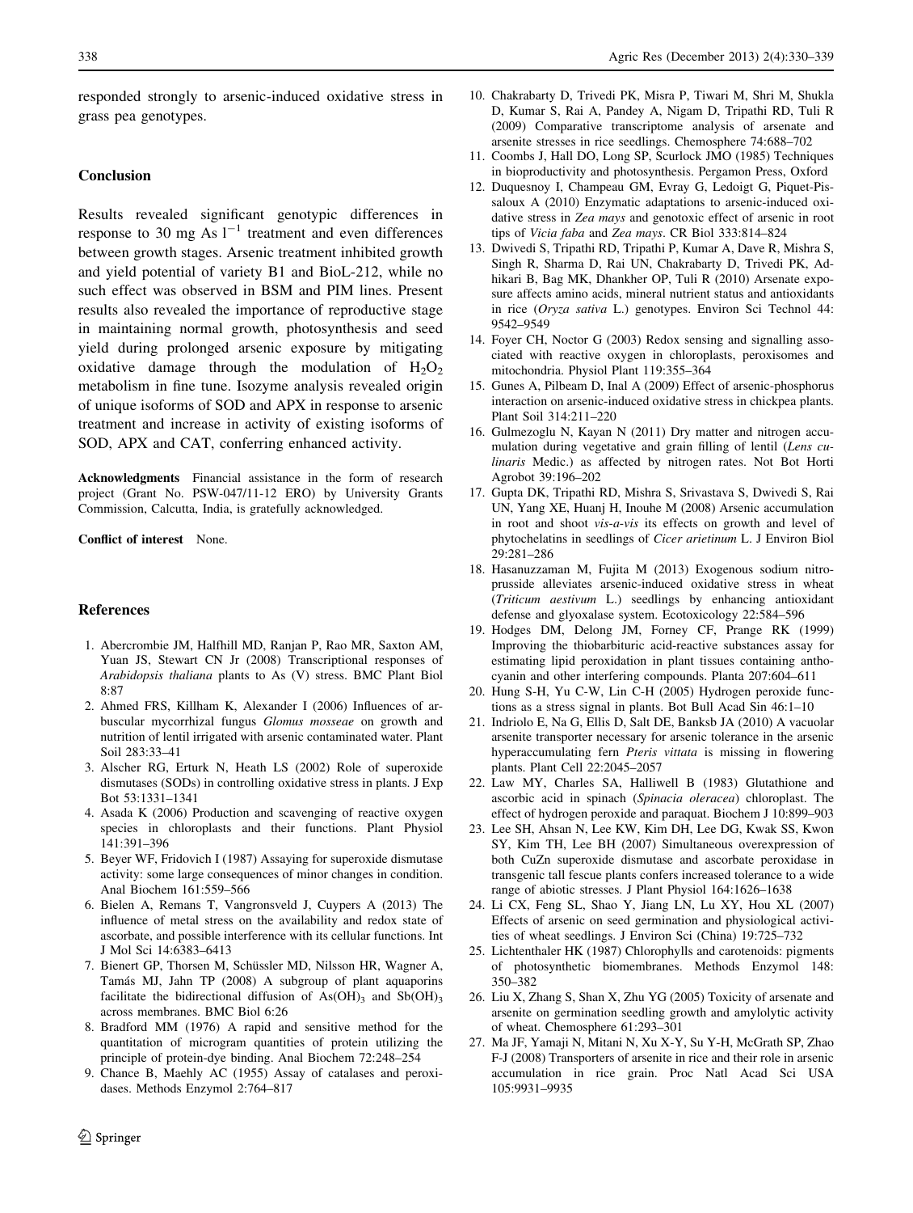responded strongly to arsenic-induced oxidative stress in grass pea genotypes.

## Conclusion

Results revealed significant genotypic differences in response to 30 mg As $l^{-1}$ treatment and even differences between growth stages. Arsenic treatment inhibited growth and yield potential of variety B1 and BioL-212, while no such effect was observed in BSM and PIM lines. Present results also revealed the importance of reproductive stage in maintaining normal growth, photosynthesis and seed yield during prolonged arsenic exposure by mitigating oxidative damage through the modulation of $H_2O_2$ metabolism in fine tune. Isozyme analysis revealed origin of unique isoforms of SOD and APX in response to arsenic treatment and increase in activity of existing isoforms of SOD, APX and CAT, conferring enhanced activity.

**Acknowledgments** Financial assistance in the form of research project (Grant No. PSW-047/11-12 ERO) by University Grants Commission, Calcutta, India, is gratefully acknowledged.

**Conflict of interest** None.

## References

1. Abercrombie JM, Halfhill MD, Ranjan P, Rao MR, Saxton AM, Yuan JS, Stewart CN Jr (2008) Transcriptional responses of *Arabidopsis thaliana* plants to As (V) stress. BMC Plant Biol 8:87
2. Ahmed FRS, Killham K, Alexander I (2006) Influences of arbuscular mycorrhizal fungus *Glomus mosseae* on growth and nutrition of lentil irrigated with arsenic contaminated water. Plant Soil 283:33–41
3. Alscher RG, Erturk N, Heath LS (2002) Role of superoxide dismutases (SODs) in controlling oxidative stress in plants. J Exp Bot 53:1331–1341
4. Asada K (2006) Production and scavenging of reactive oxygen species in chloroplasts and their functions. Plant Physiol 141:391–396
5. Beyer WF, Fridovich I (1987) Assaying for superoxide dismutase activity: some large consequences of minor changes in condition. Anal Biochem 161:559–566
6. Bielen A, Remans T, Vangronsveld J, Cuypers A (2013) The influence of metal stress on the availability and redox state of ascorbate, and possible interference with its cellular functions. Int J Mol Sci 14:6383–6413
7. Bienert GP, Thorsen M, Schüssler MD, Nilsson HR, Wagner A, Tamás MJ, Jahn TP (2008) A subgroup of plant aquaporins facilitate the bidirectional diffusion of $As(OH)_3$ and $Sb(OH)_3$ across membranes. BMC Biol 6:26
8. Bradford MM (1976) A rapid and sensitive method for the quantitation of microgram quantities of protein utilizing the principle of protein-dye binding. Anal Biochem 72:248–254
9. Chance B, Maehly AC (1955) Assay of catalases and peroxidases. Methods Enzymol 2:764–817
10. Chakrabarty D, Trivedi PK, Misra P, Tiwari M, Shri M, Shukla D, Kumar S, Rai A, Pandey A, Nigam D, Tripathi RD, Tuli R (2009) Comparative transcriptome analysis of arsenate and arsenite stresses in rice seedlings. Chemosphere 74:688–702
11. Coombs J, Hall DO, Long SP, Scurlock JMO (1985) Techniques in bioproductivity and photosynthesis. Pergamon Press, Oxford
12. Duquesnoy I, Champeau GM, Evray G, Ledoigt G, Piquet-Pissaloux A (2010) Enzymatic adaptations to arsenic-induced oxidative stress in *Zea mays* and genotoxic effect of arsenic in root tips of *Vicia faba* and *Zea mays*. CR Biol 333:814–824
13. Dwivedi S, Tripathi RD, Tripathi P, Kumar A, Dave R, Mishra S, Singh R, Sharma D, Rai UN, Chakrabarty D, Trivedi PK, Adhikari B, Bag MK, Dhankher OP, Tuli R (2010) Arsenate exposure affects amino acids, mineral nutrient status and antioxidants in rice (*Oryza sativa* L.) genotypes. Environ Sci Technol 44: 9542–9549
14. Foyer CH, Noctor G (2003) Redox sensing and signalling associated with reactive oxygen in chloroplasts, peroxisomes and mitochondria. Physiol Plant 119:355–364
15. Gunes A, Pilbeam D, Inal A (2009) Effect of arsenic-phosphorus interaction on arsenic-induced oxidative stress in chickpea plants. Plant Soil 314:211–220
16. Gulmezoglu N, Kayan N (2011) Dry matter and nitrogen accumulation during vegetative and grain filling of lentil (*Lens culinaris* Medic.) as affected by nitrogen rates. Not Bot Horti Agrobot 39:196–202
17. Gupta DK, Tripathi RD, Mishra S, Srivastava S, Dwivedi S, Rai UN, Yang XE, Huanj H, Inouhe M (2008) Arsenic accumulation in root and shoot *vis-a-vis* its effects on growth and level of phytochelatins in seedlings of *Cicer arietinum* L. J Environ Biol 29:281–286
18. Hasanuzzaman M, Fujita M (2013) Exogenous sodium nitroprusside alleviates arsenic-induced oxidative stress in wheat (*Triticum aestivum* L.) seedlings by enhancing antioxidant defense and glyoxalase system. Ecotoxicology 22:584–596
19. Hodges DM, Delong JM, Forney CF, Prange RK (1999) Improving the thiobarbituric acid-reactive substances assay for estimating lipid peroxidation in plant tissues containing anthocyanin and other interfering compounds. Planta 207:604–611
20. Hung S-H, Yu C-W, Lin C-H (2005) Hydrogen peroxide functions as a stress signal in plants. Bot Bull Acad Sin 46:1–10
21. Indriolo E, Na G, Ellis D, Salt DE, Banksb JA (2010) A vacuolar arsenite transporter necessary for arsenic tolerance in the arsenic hyperaccumulating fern *Pteris vittata* is missing in flowering plants. Plant Cell 22:2045–2057
22. Law MY, Charles SA, Halliwell B (1983) Glutathione and ascorbic acid in spinach (*Spinacia oleracea*) chloroplast. The effect of hydrogen peroxide and paraquat. Biochem J 10:899–903
23. Lee SH, Ahsan N, Lee KW, Kim DH, Lee DG, Kwak SS, Kwon SY, Kim TH, Lee BH (2007) Simultaneous overexpression of both CuZn superoxide dismutase and ascorbate peroxidase in transgenic tall fescue plants confers increased tolerance to a wide range of abiotic stresses. J Plant Physiol 164:1626–1638
24. Li CX, Feng SL, Shao Y, Jiang LN, Lu XY, Hou XL (2007) Effects of arsenic on seed germination and physiological activities of wheat seedlings. J Environ Sci (China) 19:725–732
25. Lichtenthaler HK (1987) Chlorophylls and carotenoids: pigments of photosynthetic biomembranes. Methods Enzymol 148: 350–382
26. Liu X, Zhang S, Shan X, Zhu YG (2005) Toxicity of arsenate and arsenite on germination seedling growth and amylolytic activity of wheat. Chemosphere 61:293–301
27. Ma JF, Yamaji N, Mitani N, Xu X-Y, Su Y-H, McGrath SP, Zhao F-J (2008) Transporters of arsenite in rice and their role in arsenic accumulation in rice grain. Proc Natl Acad Sci USA 105:9931–9935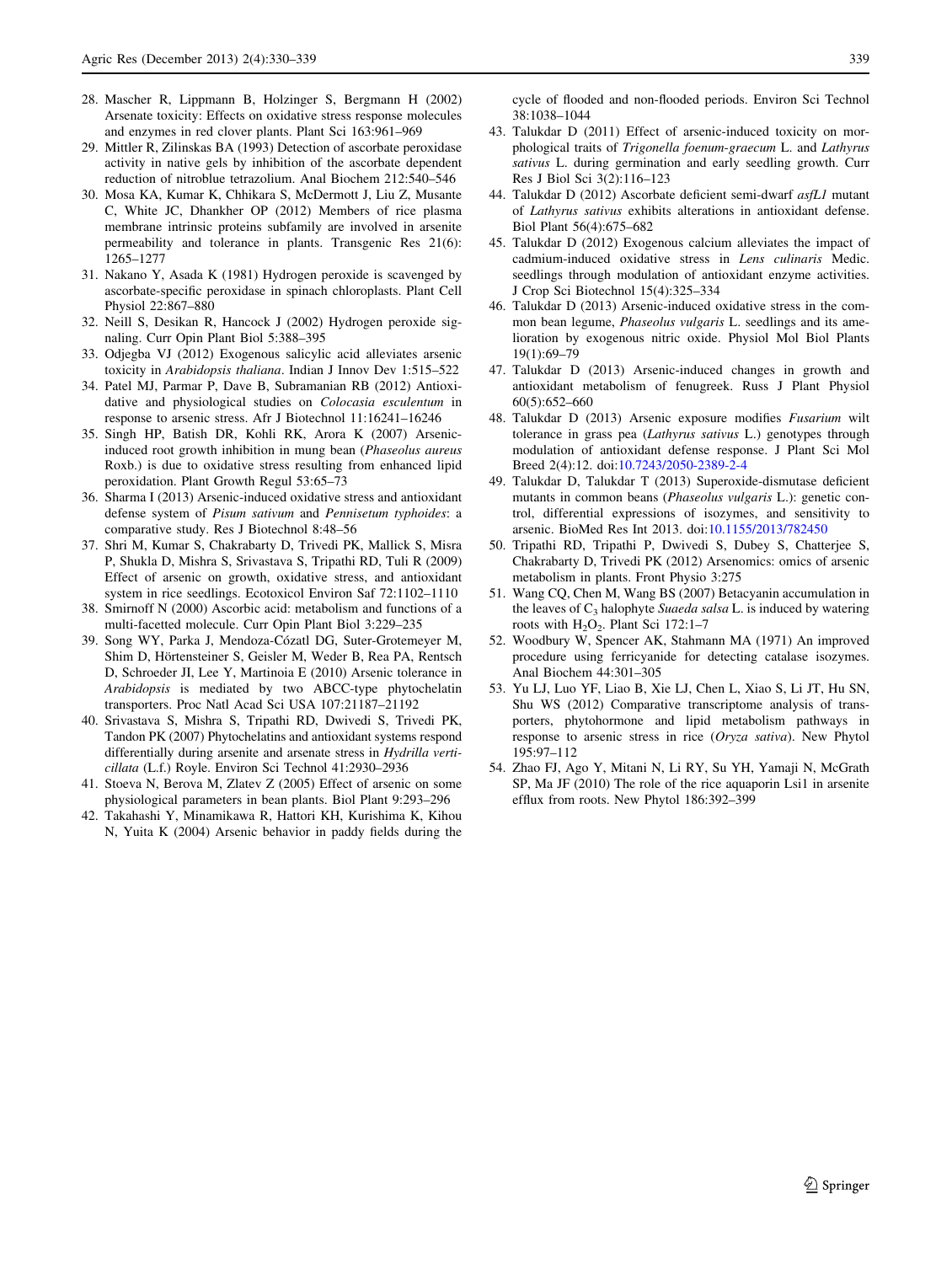28. Mascher R, Lippmann B, Holzinger S, Bergmann H (2002) Arsenate toxicity: Effects on oxidative stress response molecules and enzymes in red clover plants. Plant Sci 163:961–969
29. Mittler R, Zilinskas BA (1993) Detection of ascorbate peroxidase activity in native gels by inhibition of the ascorbate dependent reduction of nitroblue tetrazolium. Anal Biochem 212:540–546
30. Mosa KA, Kumar K, Chhikara S, McDermott J, Liu Z, Musante C, White JC, Dhankher OP (2012) Members of rice plasma membrane intrinsic proteins subfamily are involved in arsenite permeability and tolerance in plants. Transgenic Res 21(6): 1265–1277
31. Nakano Y, Asada K (1981) Hydrogen peroxide is scavenged by ascorbate-specific peroxidase in spinach chloroplasts. Plant Cell Physiol 22:867–880
32. Neill S, Desikan R, Hancock J (2002) Hydrogen peroxide signaling. Curr Opin Plant Biol 5:388–395
33. Odjegba VJ (2012) Exogenous salicylic acid alleviates arsenic toxicity in *Arabidopsis thaliana*. Indian J Innov Dev 1:515–522
34. Patel MJ, Parmar P, Dave B, Subramanian RB (2012) Antioxidative and physiological studies on *Colocasia esculentum* in response to arsenic stress. Afr J Biotechnol 11:16241–16246
35. Singh HP, Batish DR, Kohli RK, Arora K (2007) Arsenic-induced root growth inhibition in mung bean (*Phaseolus aureus* Roxb.) is due to oxidative stress resulting from enhanced lipid peroxidation. Plant Growth Regul 53:65–73
36. Sharma I (2013) Arsenic-induced oxidative stress and antioxidant defense system of *Pisum sativum* and *Pennisetum typhoides*: a comparative study. Res J Biotechnol 8:48–56
37. Shri M, Kumar S, Chakrabarty D, Trivedi PK, Mallick S, Misra P, Shukla D, Mishra S, Srivastava S, Tripathi RD, Tuli R (2009) Effect of arsenic on growth, oxidative stress, and antioxidant system in rice seedlings. Ecotoxicol Environ Saf 72:1102–1110
38. Smirnoff N (2000) Ascorbic acid: metabolism and functions of a multi-facetted molecule. Curr Opin Plant Biol 3:229–235
39. Song WY, Parka J, Mendoza-Cózatl DG, Suter-Grotemeyer M, Shim D, Hörtensteiner S, Geisler M, Weder B, Rea PA, Rentsch D, Schroeder JI, Lee Y, Martinoia E (2010) Arsenic tolerance in *Arabidopsis* is mediated by two ABCC-type phytochelatin transporters. Proc Natl Acad Sci USA 107:21187–21192
40. Srivastava S, Mishra S, Tripathi RD, Dwivedi S, Trivedi PK, Tandon PK (2007) Phytochelatins and antioxidant systems respond differentially during arsenite and arsenate stress in *Hydrilla verticillata* (L.f.) Royle. Environ Sci Technol 41:2930–2936
41. Stoeva N, Berova M, Zlatev Z (2005) Effect of arsenic on some physiological parameters in bean plants. Biol Plant 9:293–296
42. Takahashi Y, Minamikawa R, Hattori KH, Kurishima K, Kihou N, Yuita K (2004) Arsenic behavior in paddy fields during the cycle of flooded and non-flooded periods. Environ Sci Technol 38:1038–1044
43. Talukdar D (2011) Effect of arsenic-induced toxicity on morphological traits of *Trigonella foenum-graecum* L. and *Lathyrus sativus* L. during germination and early seedling growth. Curr Res J Biol Sci 3(2):116–123
44. Talukdar D (2012) Ascorbate deficient semi-dwarf *asfL1* mutant of *Lathyrus sativus* exhibits alterations in antioxidant defense. Biol Plant 56(4):675–682
45. Talukdar D (2012) Exogenous calcium alleviates the impact of cadmium-induced oxidative stress in *Lens culinaris* Medic. seedlings through modulation of antioxidant enzyme activities. J Crop Sci Biotechnol 15(4):325–334
46. Talukdar D (2013) Arsenic-induced oxidative stress in the common bean legume, *Phaseolus vulgaris* L. seedlings and its amelioration by exogenous nitric oxide. Physiol Mol Biol Plants 19(1):69–79
47. Talukdar D (2013) Arsenic-induced changes in growth and antioxidant metabolism of fenugreek. Russ J Plant Physiol 60(5):652–660
48. Talukdar D (2013) Arsenic exposure modifies *Fusarium* wilt tolerance in grass pea (*Lathyrus sativus* L.) genotypes through modulation of antioxidant defense response. J Plant Sci Mol Breed 2(4):12. doi:10.7243/2050-2389-2-4
49. Talukdar D, Talukdar T (2013) Superoxide-dismutase deficient mutants in common beans (*Phaseolus vulgaris* L.): genetic control, differential expressions of isozymes, and sensitivity to arsenic. BioMed Res Int 2013. doi:10.1155/2013/782450
50. Tripathi RD, Tripathi P, Dwivedi S, Dubey S, Chatterjee S, Chakrabarty D, Trivedi PK (2012) Arsenomics: omics of arsenic metabolism in plants. Front Physio 3:275
51. Wang CQ, Chen M, Wang BS (2007) Betacyanin accumulation in the leaves of $C_3$ halophyte *Suaeda salsa* L. is induced by watering roots with $H_2O_2$. Plant Sci 172:1–7
52. Woodbury W, Spencer AK, Stahmann MA (1971) An improved procedure using ferricyanide for detecting catalase isozymes. Anal Biochem 44:301–305
53. Yu LJ, Luo YF, Liao B, Xie LJ, Chen L, Xiao S, Li JT, Hu SN, Shu WS (2012) Comparative transcriptome analysis of transporters, phytohormone and lipid metabolism pathways in response to arsenic stress in rice (*Oryza sativa*). New Phytol 195:97–112
54. Zhao FJ, Ago Y, Mitani N, Li RY, Su YH, Yamaji N, McGrath SP, Ma JF (2010) The role of the rice aquaporin Lsi1 in arsenite efflux from roots. New Phytol 186:392–399